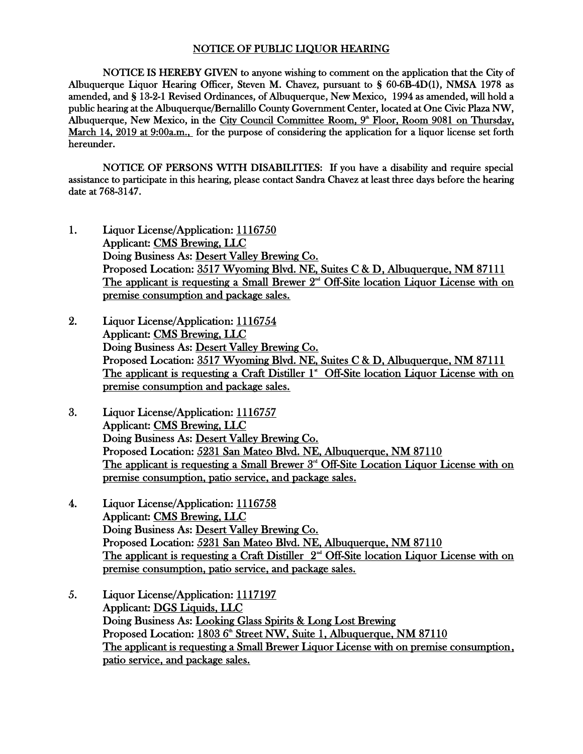# NOTICE OF PUBLIC LIQUOR HEARING

**NOTICE IS HEREBY GIVEN** to anyone wishing to comment on the application that the City of Albuquerque Liquor Hearing Officer, Steven M. Chavez, pursuant to § 60-6B-4D(1), NMSA 1978 as amended, and § 13-2-1 Revised Ordinances, of Albuquerque, New Mexico, 1994 as amended, will hold a public hearing at the Albuquerque/Bernalillo County Government Center, located at One Civic Plaza NW, Albuquerque, New Mexico, in the City Council Committee Room, 9th Floor, Room 9081 on Thursday, March 14, 2019 at 9:00a.m., for the purpose of considering the application for a liquor license set forth hereunder.

**NOTICE OF PERSONS WITH DISABILITIES:** If you have a disability and require special assistance to participate in this hearing, please contact Sandra Chavez at least three days before the hearing date at 768-3147.

1. Liquor License/Application: 1116750
   Applicant: CMS Brewing, LLC
   Doing Business As: Desert Valley Brewing Co.
   Proposed Location: 3517 Wyoming Blvd. NE, Suites C & D, Albuquerque, NM 87111
   The applicant is requesting a Small Brewer 2nd Off-Site location Liquor License with on premise consumption and package sales.

2. Liquor License/Application: 1116754
   Applicant: CMS Brewing, LLC
   Doing Business As: Desert Valley Brewing Co.
   Proposed Location: 3517 Wyoming Blvd. NE, Suites C & D, Albuquerque, NM 87111
   The applicant is requesting a Craft Distiller 1st Off-Site location Liquor License with on premise consumption and package sales.

3. Liquor License/Application: 1116757
   Applicant: CMS Brewing, LLC
   Doing Business As: Desert Valley Brewing Co.
   Proposed Location: 5231 San Mateo Blvd. NE, Albuquerque, NM 87110
   The applicant is requesting a Small Brewer 3rd Off-Site Location Liquor License with on premise consumption, patio service, and package sales.

4. Liquor License/Application: 1116758
   Applicant: CMS Brewing, LLC
   Doing Business As: Desert Valley Brewing Co.
   Proposed Location: 5231 San Mateo Blvd. NE, Albuquerque, NM 87110
   The applicant is requesting a Craft Distiller 2nd Off-Site location Liquor License with on premise consumption, patio service, and package sales.

5. Liquor License/Application: 1117197
   Applicant: DGS Liquids, LLC
   Doing Business As: Looking Glass Spirits & Long Lost Brewing
   Proposed Location: 1803 6th Street NW, Suite 1, Albuquerque, NM 87110
   The applicant is requesting a Small Brewer Liquor License with on premise consumption, patio service, and package sales.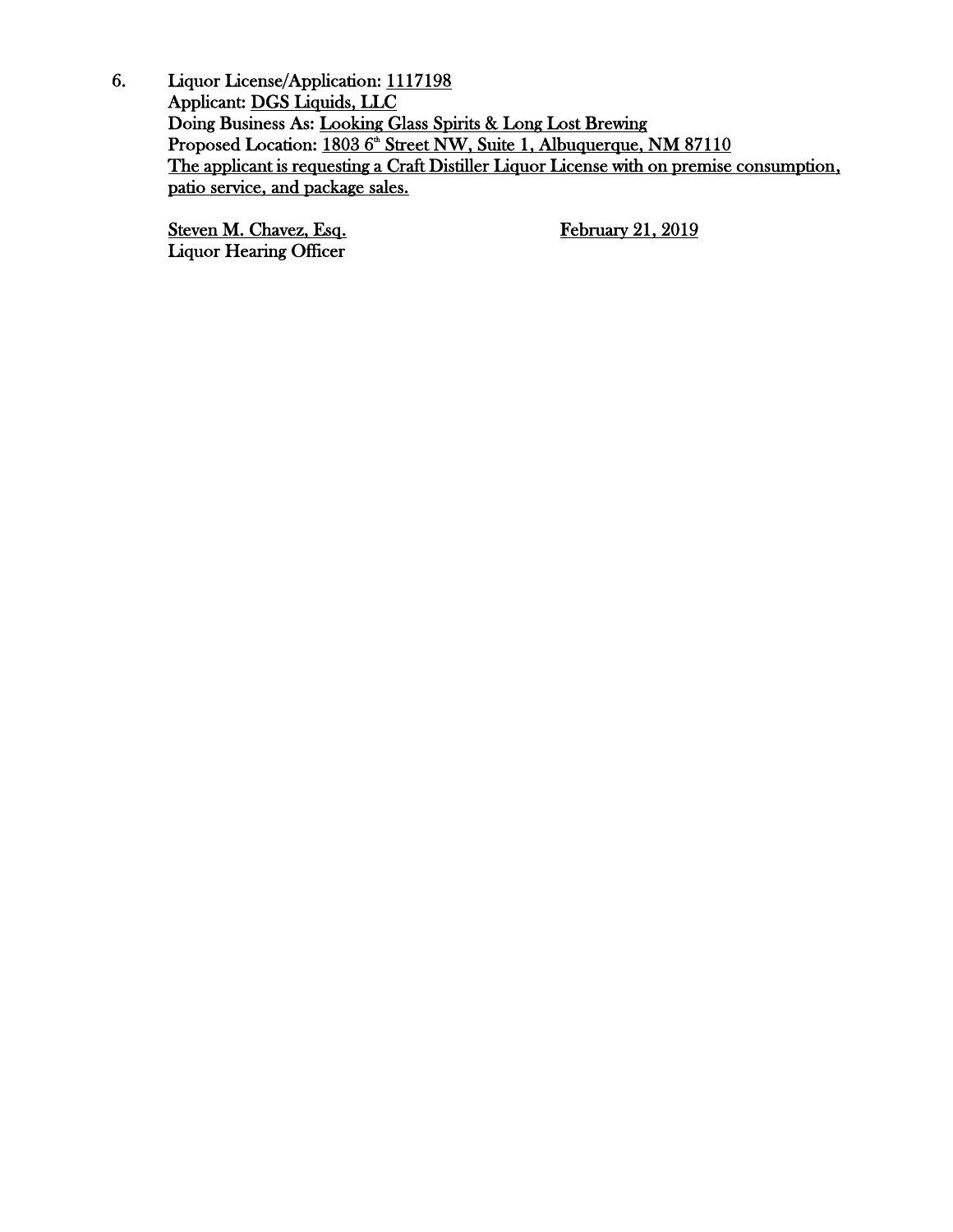6. Liquor License/Application: 1117198
   Applicant: DGS Liquids, LLC
   Doing Business As: Looking Glass Spirits & Long Lost Brewing
   Proposed Location: 1803 6th Street NW, Suite 1, Albuquerque, NM 87110
   The applicant is requesting a Craft Distiller Liquor License with on premise consumption, patio service, and package sales.

Steven M. Chavez, Esq.
Liquor Hearing Officer

February 21, 2019